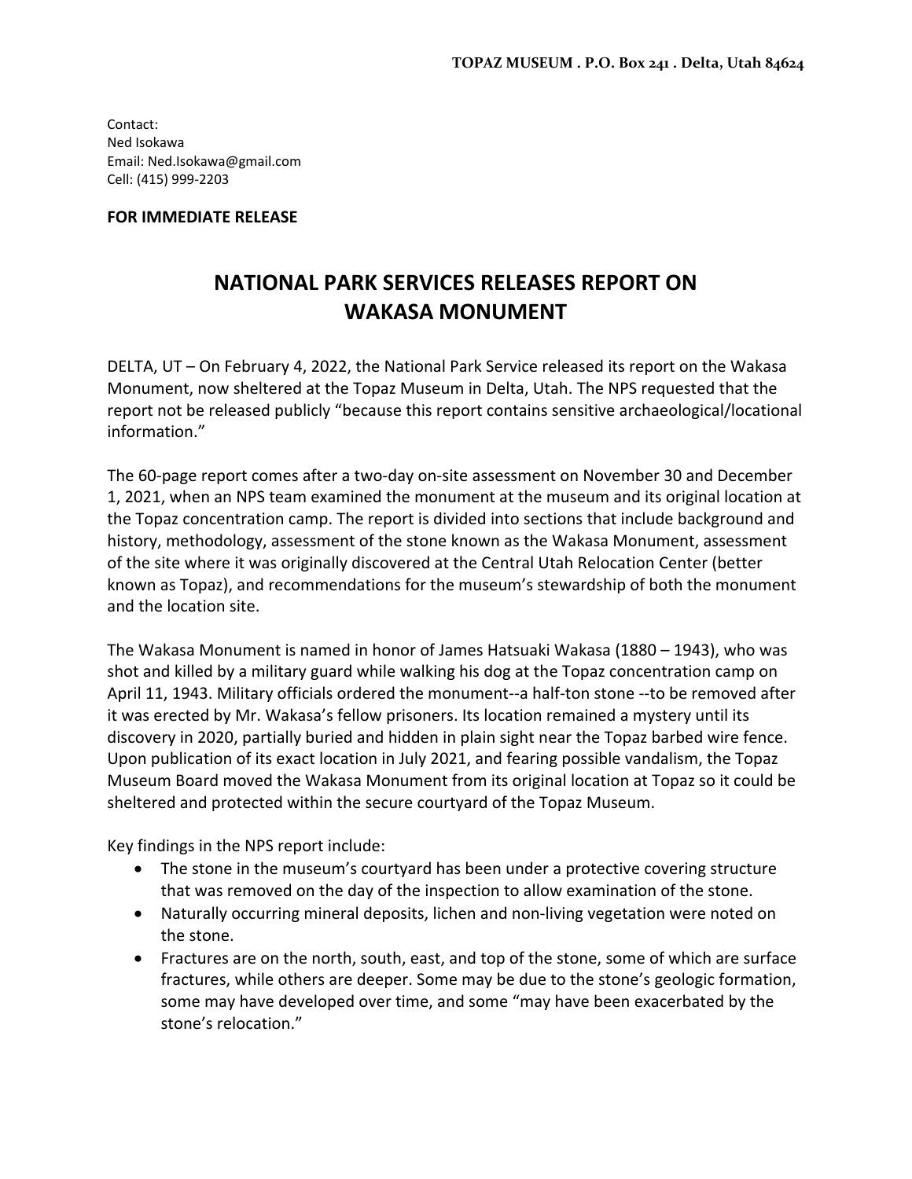TOPAZ MUSEUM . P.O. Box 241 . Delta, Utah 84624

Contact:
Ned Isokawa
Email: Ned.Isokawa@gmail.com
Cell: (415) 999-2203

**FOR IMMEDIATE RELEASE**

# NATIONAL PARK SERVICES RELEASES REPORT ON WAKASA MONUMENT

DELTA, UT – On February 4, 2022, the National Park Service released its report on the Wakasa Monument, now sheltered at the Topaz Museum in Delta, Utah. The NPS requested that the report not be released publicly "because this report contains sensitive archaeological/locational information."

The 60-page report comes after a two-day on-site assessment on November 30 and December 1, 2021, when an NPS team examined the monument at the museum and its original location at the Topaz concentration camp. The report is divided into sections that include background and history, methodology, assessment of the stone known as the Wakasa Monument, assessment of the site where it was originally discovered at the Central Utah Relocation Center (better known as Topaz), and recommendations for the museum's stewardship of both the monument and the location site.

The Wakasa Monument is named in honor of James Hatsuaki Wakasa (1880 – 1943), who was shot and killed by a military guard while walking his dog at the Topaz concentration camp on April 11, 1943. Military officials ordered the monument--a half-ton stone --to be removed after it was erected by Mr. Wakasa's fellow prisoners. Its location remained a mystery until its discovery in 2020, partially buried and hidden in plain sight near the Topaz barbed wire fence. Upon publication of its exact location in July 2021, and fearing possible vandalism, the Topaz Museum Board moved the Wakasa Monument from its original location at Topaz so it could be sheltered and protected within the secure courtyard of the Topaz Museum.

Key findings in the NPS report include:

- The stone in the museum's courtyard has been under a protective covering structure that was removed on the day of the inspection to allow examination of the stone.
- Naturally occurring mineral deposits, lichen and non-living vegetation were noted on the stone.
- Fractures are on the north, south, east, and top of the stone, some of which are surface fractures, while others are deeper. Some may be due to the stone's geologic formation, some may have developed over time, and some "may have been exacerbated by the stone's relocation."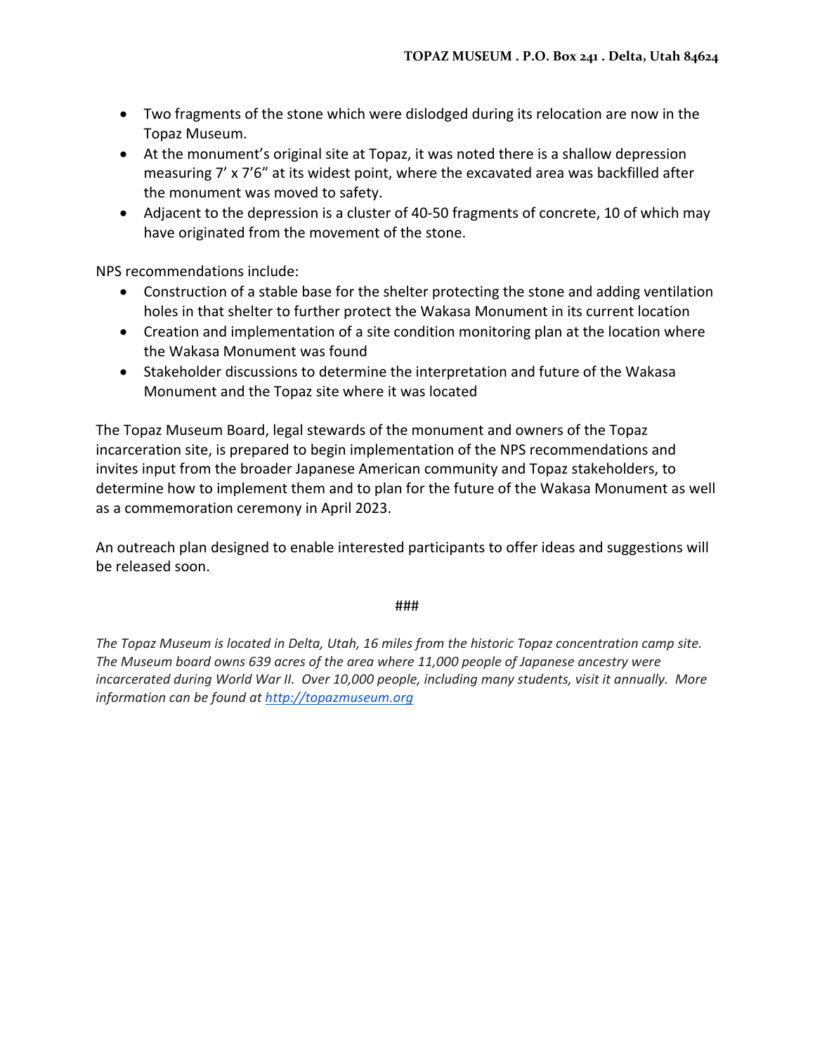- Two fragments of the stone which were dislodged during its relocation are now in the Topaz Museum.
- At the monument's original site at Topaz, it was noted there is a shallow depression measuring 7' x 7'6" at its widest point, where the excavated area was backfilled after the monument was moved to safety.
- Adjacent to the depression is a cluster of 40-50 fragments of concrete, 10 of which may have originated from the movement of the stone.

NPS recommendations include:

- Construction of a stable base for the shelter protecting the stone and adding ventilation holes in that shelter to further protect the Wakasa Monument in its current location
- Creation and implementation of a site condition monitoring plan at the location where the Wakasa Monument was found
- Stakeholder discussions to determine the interpretation and future of the Wakasa Monument and the Topaz site where it was located

The Topaz Museum Board, legal stewards of the monument and owners of the Topaz incarceration site, is prepared to begin implementation of the NPS recommendations and invites input from the broader Japanese American community and Topaz stakeholders, to determine how to implement them and to plan for the future of the Wakasa Monument as well as a commemoration ceremony in April 2023.

An outreach plan designed to enable interested participants to offer ideas and suggestions will be released soon.

###

*The Topaz Museum is located in Delta, Utah, 16 miles from the historic Topaz concentration camp site. The Museum board owns 639 acres of the area where 11,000 people of Japanese ancestry were incarcerated during World War II. Over 10,000 people, including many students, visit it annually. More information can be found at [http://topazmuseum.org](http://topazmuseum.org)*